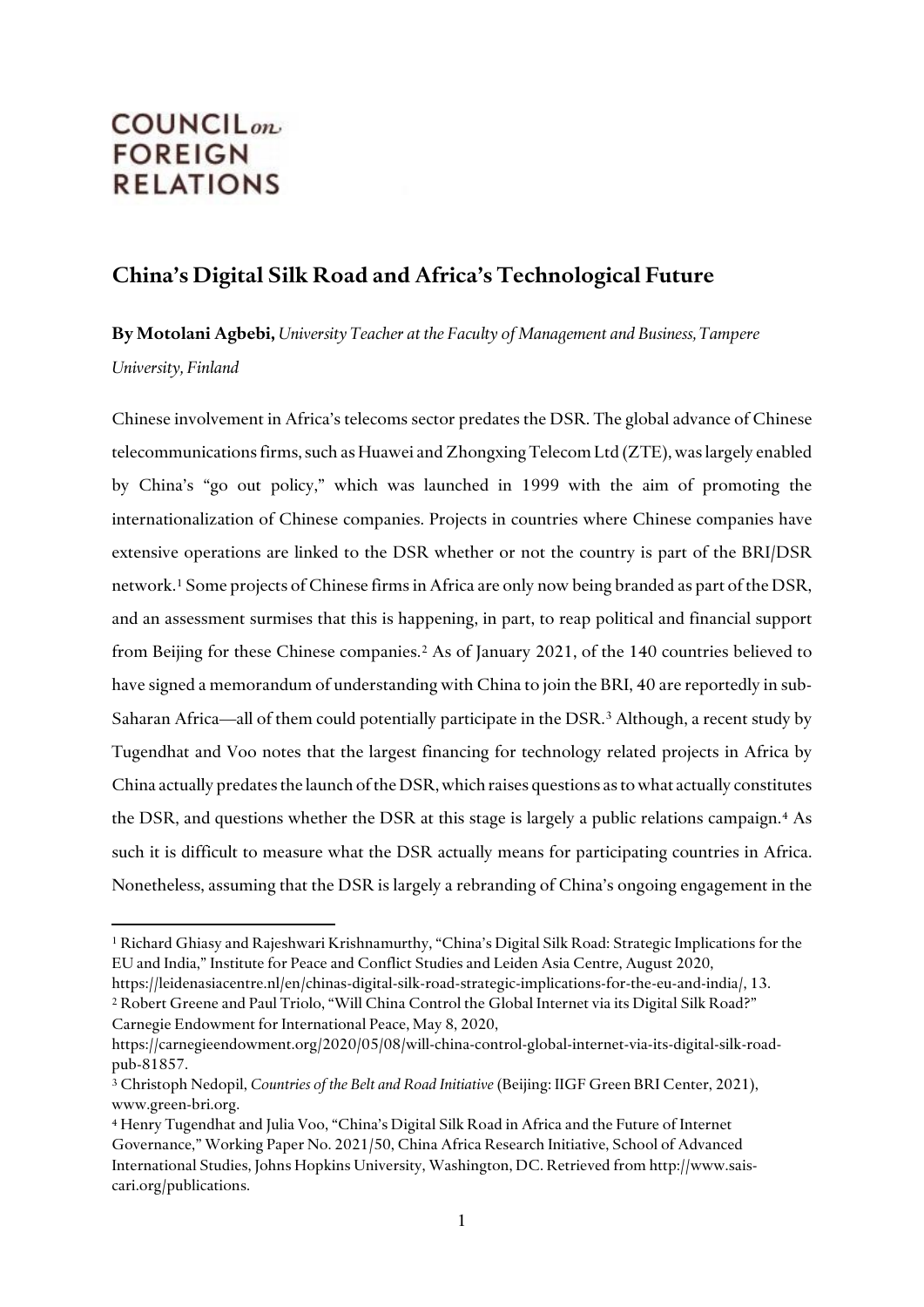# COUNCIL on FOREIGN RELATIONS

## China's Digital Silk Road and Africa's Technological Future

**By Motolani Agbebi,** *University Teacher at the Faculty of Management and Business, Tampere University, Finland*

Chinese involvement in Africa's telecoms sector predates the DSR. The global advance of Chinese telecommunications firms, such as Huawei and Zhongxing Telecom Ltd (ZTE), was largely enabled by China's "go out policy," which was launched in 1999 with the aim of promoting the internationalization of Chinese companies. Projects in countries where Chinese companies have extensive operations are linked to the DSR whether or not the country is part of the BRI/DSR network.[1] Some projects of Chinese firms in Africa are only now being branded as part of the DSR, and an assessment surmises that this is happening, in part, to reap political and financial support from Beijing for these Chinese companies.[2] As of January 2021, of the 140 countries believed to have signed a memorandum of understanding with China to join the BRI, 40 are reportedly in sub-Saharan Africa—all of them could potentially participate in the DSR.[3] Although, a recent study by Tugendhat and Voo notes that the largest financing for technology related projects in Africa by China actually predates the launch of the DSR, which raises questions as to what actually constitutes the DSR, and questions whether the DSR at this stage is largely a public relations campaign.[4] As such it is difficult to measure what the DSR actually means for participating countries in Africa. Nonetheless, assuming that the DSR is largely a rebranding of China's ongoing engagement in the

---

[1] Richard Ghiasy and Rajeshwari Krishnamurthy, "China's Digital Silk Road: Strategic Implications for the EU and India," Institute for Peace and Conflict Studies and Leiden Asia Centre, August 2020, https://leidenasiacentre.nl/en/chinas-digital-silk-road-strategic-implications-for-the-eu-and-india/, 13.

[2] Robert Greene and Paul Triolo, "Will China Control the Global Internet via its Digital Silk Road?" Carnegie Endowment for International Peace, May 8, 2020, https://carnegieendowment.org/2020/05/08/will-china-control-global-internet-via-its-digital-silk-road-pub-81857.

[3] Christoph Nedopil, *Countries of the Belt and Road Initiative* (Beijing: IIGF Green BRI Center, 2021), www.green-bri.org.

[4] Henry Tugendhat and Julia Voo, "China's Digital Silk Road in Africa and the Future of Internet Governance," Working Paper No. 2021/50, China Africa Research Initiative, School of Advanced International Studies, Johns Hopkins University, Washington, DC. Retrieved from http://www.sais-cari.org/publications.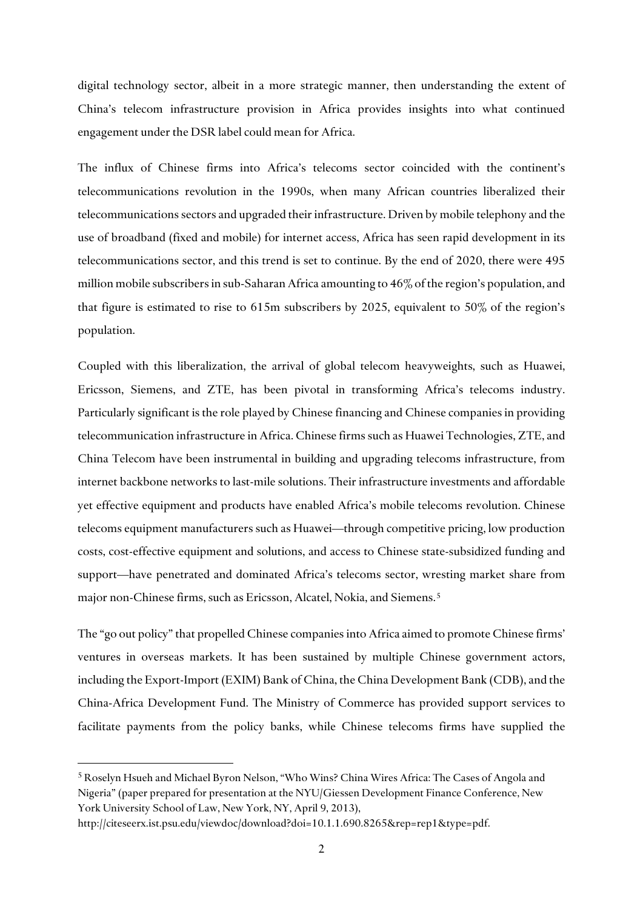digital technology sector, albeit in a more strategic manner, then understanding the extent of China's telecom infrastructure provision in Africa provides insights into what continued engagement under the DSR label could mean for Africa.

The influx of Chinese firms into Africa's telecoms sector coincided with the continent's telecommunications revolution in the 1990s, when many African countries liberalized their telecommunications sectors and upgraded their infrastructure. Driven by mobile telephony and the use of broadband (fixed and mobile) for internet access, Africa has seen rapid development in its telecommunications sector, and this trend is set to continue. By the end of 2020, there were 495 million mobile subscribers in sub-Saharan Africa amounting to 46% of the region's population, and that figure is estimated to rise to 615m subscribers by 2025, equivalent to 50% of the region's population.

Coupled with this liberalization, the arrival of global telecom heavyweights, such as Huawei, Ericsson, Siemens, and ZTE, has been pivotal in transforming Africa's telecoms industry. Particularly significant is the role played by Chinese financing and Chinese companies in providing telecommunication infrastructure in Africa. Chinese firms such as Huawei Technologies, ZTE, and China Telecom have been instrumental in building and upgrading telecoms infrastructure, from internet backbone networks to last-mile solutions. Their infrastructure investments and affordable yet effective equipment and products have enabled Africa's mobile telecoms revolution. Chinese telecoms equipment manufacturers such as Huawei—through competitive pricing, low production costs, cost-effective equipment and solutions, and access to Chinese state-subsidized funding and support—have penetrated and dominated Africa's telecoms sector, wresting market share from major non-Chinese firms, such as Ericsson, Alcatel, Nokia, and Siemens.[5]

The "go out policy" that propelled Chinese companies into Africa aimed to promote Chinese firms' ventures in overseas markets. It has been sustained by multiple Chinese government actors, including the Export-Import (EXIM) Bank of China, the China Development Bank (CDB), and the China-Africa Development Fund. The Ministry of Commerce has provided support services to facilitate payments from the policy banks, while Chinese telecoms firms have supplied the

---

[5] Roselyn Hsueh and Michael Byron Nelson, "Who Wins? China Wires Africa: The Cases of Angola and Nigeria" (paper prepared for presentation at the NYU/Giessen Development Finance Conference, New York University School of Law, New York, NY, April 9, 2013), http://citeseerx.ist.psu.edu/viewdoc/download?doi=10.1.1.690.8265&rep=rep1&type=pdf.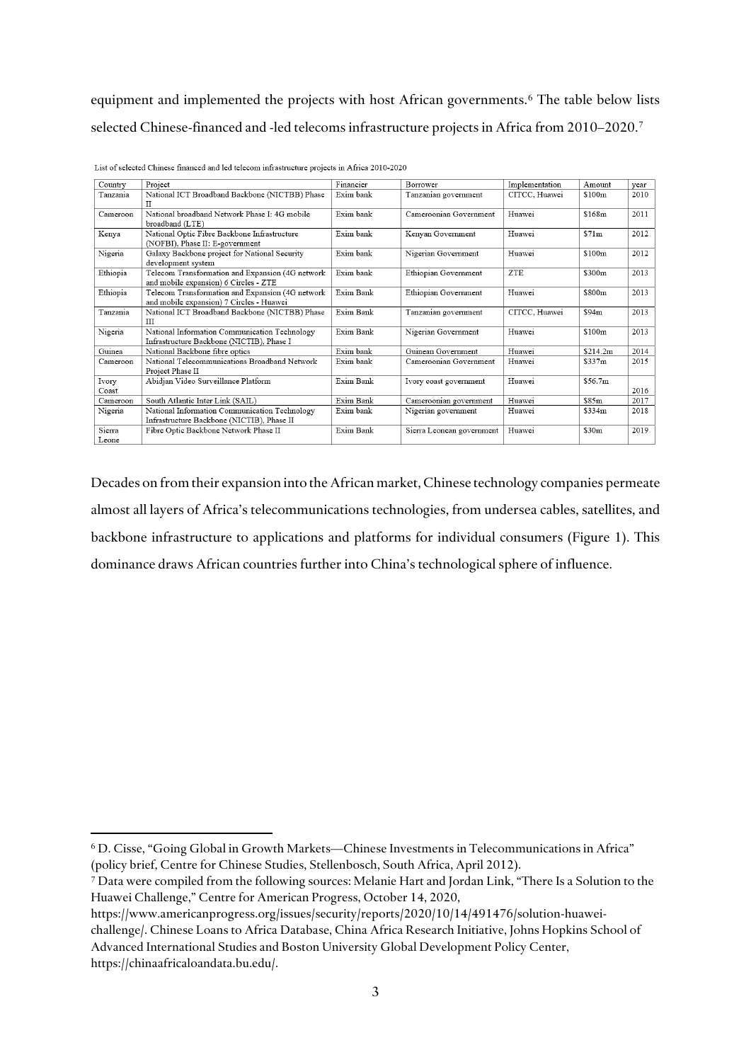equipment and implemented the projects with host African governments.[6] The table below lists selected Chinese-financed and -led telecoms infrastructure projects in Africa from 2010–2020.[7]

List of selected Chinese financed and led telecom infrastructure projects in Africa 2010-2020

| Country | Project | Financier | Borrower | Implementation | Amount | year |
|---|---|---|---|---|---|---|
| Tanzania | National ICT Broadband Backbone (NICTBB) Phase II | Exim bank | Tanzanian government | CITCC, Huawei | $100m | 2010 |
| Cameroon | National broadband Network Phase I: 4G mobile broadband (LTE) | Exim bank | Cameroonian Government | Huawei | $168m | 2011 |
| Kenya | National Optic Fibre Backbone Infrastructure (NOFBI), Phase II: E-government | Exim bank | Kenyan Government | Huawei | $71m | 2012 |
| Nigeria | Galaxy Backbone project for National Security development system | Exim bank | Nigerian Government | Huawei | $100m | 2012 |
| Ethiopia | Telecom Transformation and Expansion (4G network and mobile expansion) 6 Circles - ZTE | Exim bank | Ethiopian Government | ZTE | $300m | 2013 |
| Ethiopia | Telecom Transformation and Expansion (4G network and mobile expansion) 7 Circles - Huawei | Exim Bank | Ethiopian Government | Huawei | $800m | 2013 |
| Tanzania | National ICT Broadband Backbone (NICTBB) Phase III | Exim Bank | Tanzanian government | CITCC, Huawei | $94m | 2013 |
| Nigeria | National Information Communication Technology Infrastructure Backbone (NICTIB), Phase I | Exim Bank | Nigerian Government | Huawei | $100m | 2013 |
| Guinea | National Backbone fibre optics | Exim bank | Guinean Government | Huawei | $214.2m | 2014 |
| Cameroon | National Telecommunications Broadband Network Project Phase II | Exim bank | Cameroonian Government | Huawei | $337m | 2015 |
| Ivory Coast | Abidjan Video Surveillance Platform | Exim Bank | Ivory coast government | Huawei | $56.7m | 2016 |
| Cameroon | South Atlantic Inter Link (SAIL) | Exim Bank | Cameroonian government | Huawei | $85m | 2017 |
| Nigeria | National Information Communication Technology Infrastructure Backbone (NICTIB), Phase II | Exim bank | Nigerian government | Huawei | $334m | 2018 |
| Sierra Leone | Fibre Optic Backbone Network Phase II | Exim Bank | Sierra Leonean government | Huawei | $30m | 2019 |

Decades on from their expansion into the African market, Chinese technology companies permeate almost all layers of Africa's telecommunications technologies, from undersea cables, satellites, and backbone infrastructure to applications and platforms for individual consumers (Figure 1). This dominance draws African countries further into China's technological sphere of influence.

---

[6] D. Cisse, "Going Global in Growth Markets—Chinese Investments in Telecommunications in Africa" (policy brief, Centre for Chinese Studies, Stellenbosch, South Africa, April 2012).

[7] Data were compiled from the following sources: Melanie Hart and Jordan Link, "There Is a Solution to the Huawei Challenge," Centre for American Progress, October 14, 2020, https://www.americanprogress.org/issues/security/reports/2020/10/14/491476/solution-huawei-challenge/. Chinese Loans to Africa Database, China Africa Research Initiative, Johns Hopkins School of Advanced International Studies and Boston University Global Development Policy Center, https://chinaafricaloandata.bu.edu/.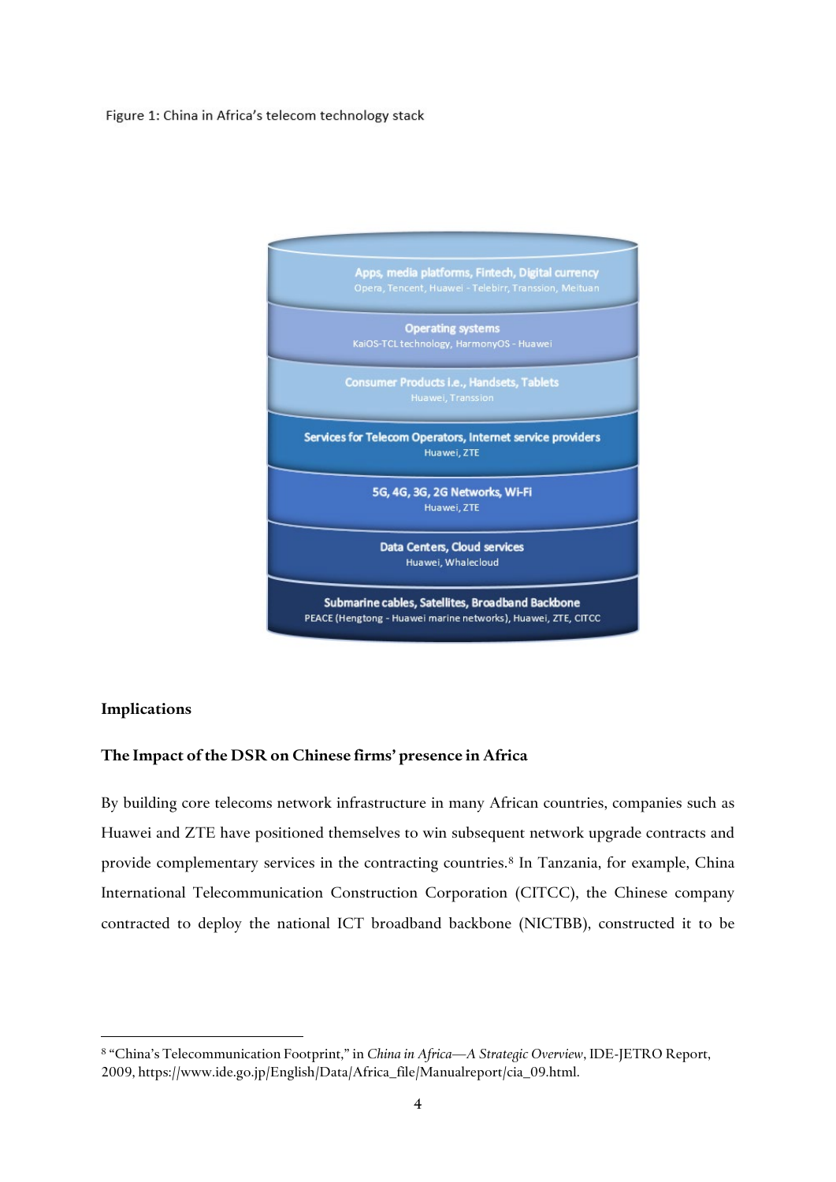Figure 1: China in Africa's telecom technology stack

Apps, media platforms, Fintech, Digital currency
Opera, Tencent, Huawei - Telebirr, Transsion, Meituan

Operating systems
KaiOS-TCL technology, HarmonyOS - Huawei

Consumer Products i.e., Handsets, Tablets
Huawei, Transsion

Services for Telecom Operators, Internet service providers
Huawei, ZTE

5G, 4G, 3G, 2G Networks, Wi-Fi
Huawei, ZTE

Data Centers, Cloud services
Huawei, Whalecloud

Submarine cables, Satellites, Broadband Backbone
PEACE (Hengtong - Huawei marine networks), Huawei, ZTE, CITCC

## Implications

### The Impact of the DSR on Chinese firms' presence in Africa

By building core telecoms network infrastructure in many African countries, companies such as Huawei and ZTE have positioned themselves to win subsequent network upgrade contracts and provide complementary services in the contracting countries.[8] In Tanzania, for example, China International Telecommunication Construction Corporation (CITCC), the Chinese company contracted to deploy the national ICT broadband backbone (NICTBB), constructed it to be

---

[8] "China's Telecommunication Footprint," in *China in Africa—A Strategic Overview*, IDE-JETRO Report, 2009, https://www.ide.go.jp/English/Data/Africa_file/Manualreport/cia_09.html.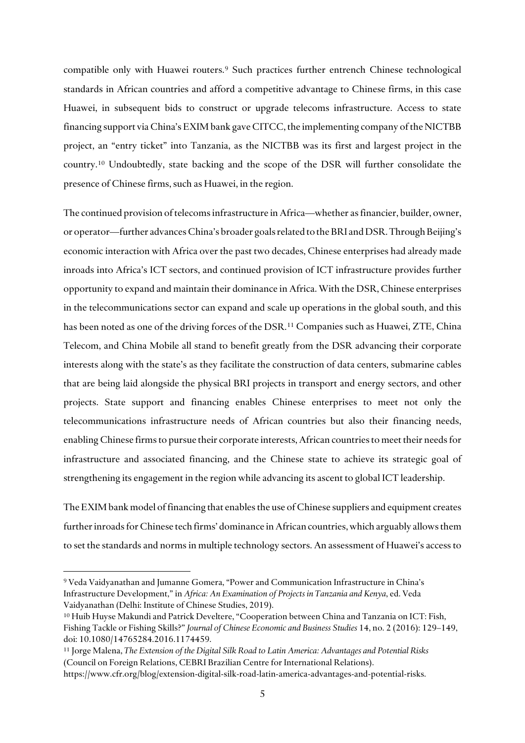compatible only with Huawei routers.[9] Such practices further entrench Chinese technological standards in African countries and afford a competitive advantage to Chinese firms, in this case Huawei, in subsequent bids to construct or upgrade telecoms infrastructure. Access to state financing support via China's EXIM bank gave CITCC, the implementing company of the NICTBB project, an "entry ticket" into Tanzania, as the NICTBB was its first and largest project in the country.[10] Undoubtedly, state backing and the scope of the DSR will further consolidate the presence of Chinese firms, such as Huawei, in the region.

The continued provision of telecoms infrastructure in Africa—whether as financier, builder, owner, or operator—further advances China's broader goals related to the BRI and DSR. Through Beijing's economic interaction with Africa over the past two decades, Chinese enterprises had already made inroads into Africa's ICT sectors, and continued provision of ICT infrastructure provides further opportunity to expand and maintain their dominance in Africa. With the DSR, Chinese enterprises in the telecommunications sector can expand and scale up operations in the global south, and this has been noted as one of the driving forces of the DSR.[11] Companies such as Huawei, ZTE, China Telecom, and China Mobile all stand to benefit greatly from the DSR advancing their corporate interests along with the state's as they facilitate the construction of data centers, submarine cables that are being laid alongside the physical BRI projects in transport and energy sectors, and other projects. State support and financing enables Chinese enterprises to meet not only the telecommunications infrastructure needs of African countries but also their financing needs, enabling Chinese firms to pursue their corporate interests, African countries to meet their needs for infrastructure and associated financing, and the Chinese state to achieve its strategic goal of strengthening its engagement in the region while advancing its ascent to global ICT leadership.

The EXIM bank model of financing that enables the use of Chinese suppliers and equipment creates further inroads for Chinese tech firms' dominance in African countries, which arguably allows them to set the standards and norms in multiple technology sectors. An assessment of Huawei's access to

---

[9] Veda Vaidyanathan and Jumanne Gomera, "Power and Communication Infrastructure in China's Infrastructure Development," in *Africa: An Examination of Projects in Tanzania and Kenya*, ed. Veda Vaidyanathan (Delhi: Institute of Chinese Studies, 2019).

[10] Huib Huyse Makundi and Patrick Develtere, "Cooperation between China and Tanzania on ICT: Fish, Fishing Tackle or Fishing Skills?" *Journal of Chinese Economic and Business Studies* 14, no. 2 (2016): 129–149, doi: 10.1080/14765284.2016.1174459.

[11] Jorge Malena, *The Extension of the Digital Silk Road to Latin America: Advantages and Potential Risks* (Council on Foreign Relations, CEBRI Brazilian Centre for International Relations). https://www.cfr.org/blog/extension-digital-silk-road-latin-america-advantages-and-potential-risks.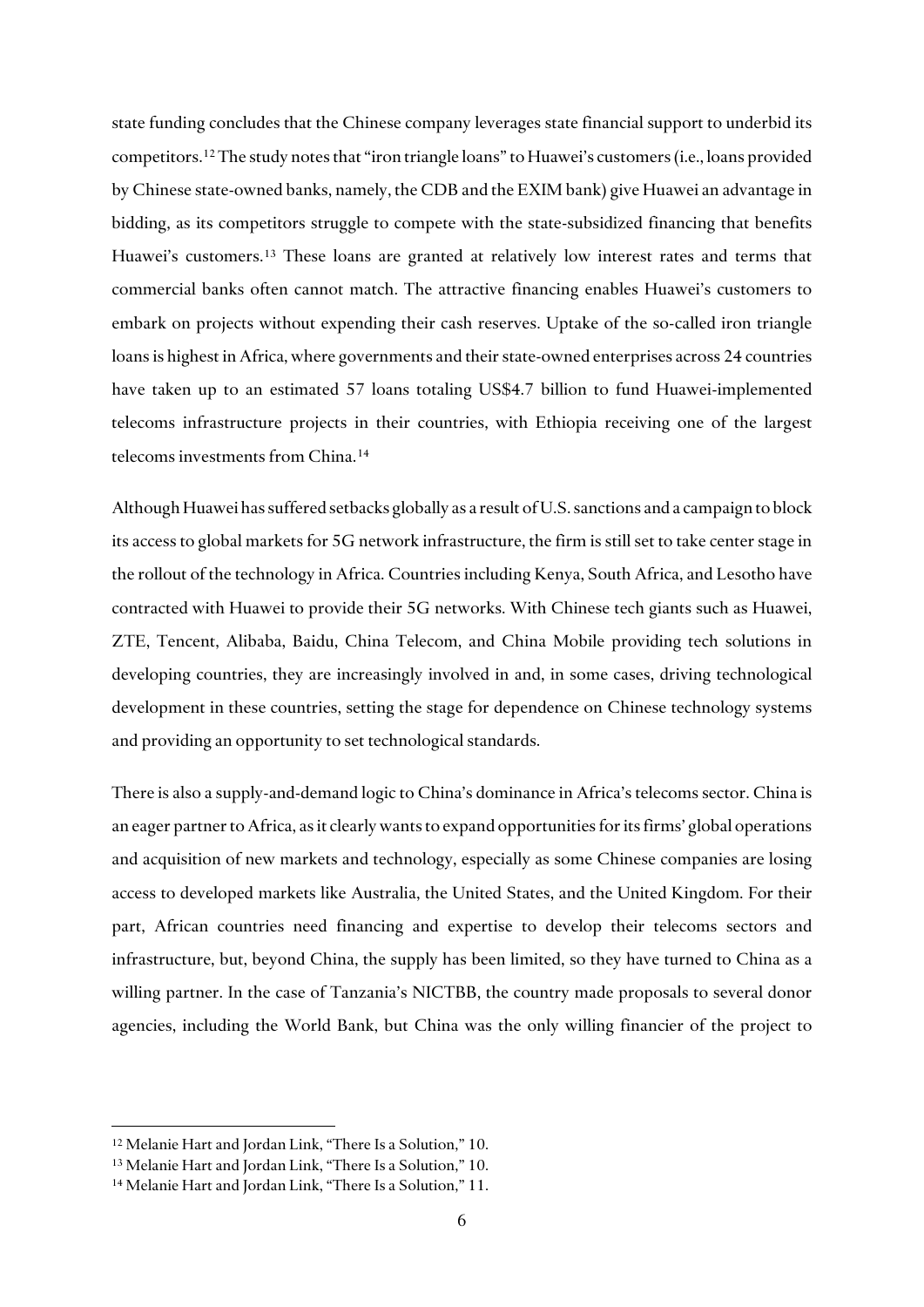state funding concludes that the Chinese company leverages state financial support to underbid its competitors.[12] The study notes that "iron triangle loans" to Huawei's customers (i.e., loans provided by Chinese state-owned banks, namely, the CDB and the EXIM bank) give Huawei an advantage in bidding, as its competitors struggle to compete with the state-subsidized financing that benefits Huawei's customers.[13] These loans are granted at relatively low interest rates and terms that commercial banks often cannot match. The attractive financing enables Huawei's customers to embark on projects without expending their cash reserves. Uptake of the so-called iron triangle loans is highest in Africa, where governments and their state-owned enterprises across 24 countries have taken up to an estimated 57 loans totaling US$4.7 billion to fund Huawei-implemented telecoms infrastructure projects in their countries, with Ethiopia receiving one of the largest telecoms investments from China.[14]

Although Huawei has suffered setbacks globally as a result of U.S. sanctions and a campaign to block its access to global markets for 5G network infrastructure, the firm is still set to take center stage in the rollout of the technology in Africa. Countries including Kenya, South Africa, and Lesotho have contracted with Huawei to provide their 5G networks. With Chinese tech giants such as Huawei, ZTE, Tencent, Alibaba, Baidu, China Telecom, and China Mobile providing tech solutions in developing countries, they are increasingly involved in and, in some cases, driving technological development in these countries, setting the stage for dependence on Chinese technology systems and providing an opportunity to set technological standards.

There is also a supply-and-demand logic to China's dominance in Africa's telecoms sector. China is an eager partner to Africa, as it clearly wants to expand opportunities for its firms' global operations and acquisition of new markets and technology, especially as some Chinese companies are losing access to developed markets like Australia, the United States, and the United Kingdom. For their part, African countries need financing and expertise to develop their telecoms sectors and infrastructure, but, beyond China, the supply has been limited, so they have turned to China as a willing partner. In the case of Tanzania's NICTBB, the country made proposals to several donor agencies, including the World Bank, but China was the only willing financier of the project to

---

[12] Melanie Hart and Jordan Link, "There Is a Solution," 10.

[13] Melanie Hart and Jordan Link, "There Is a Solution," 10.

[14] Melanie Hart and Jordan Link, "There Is a Solution," 11.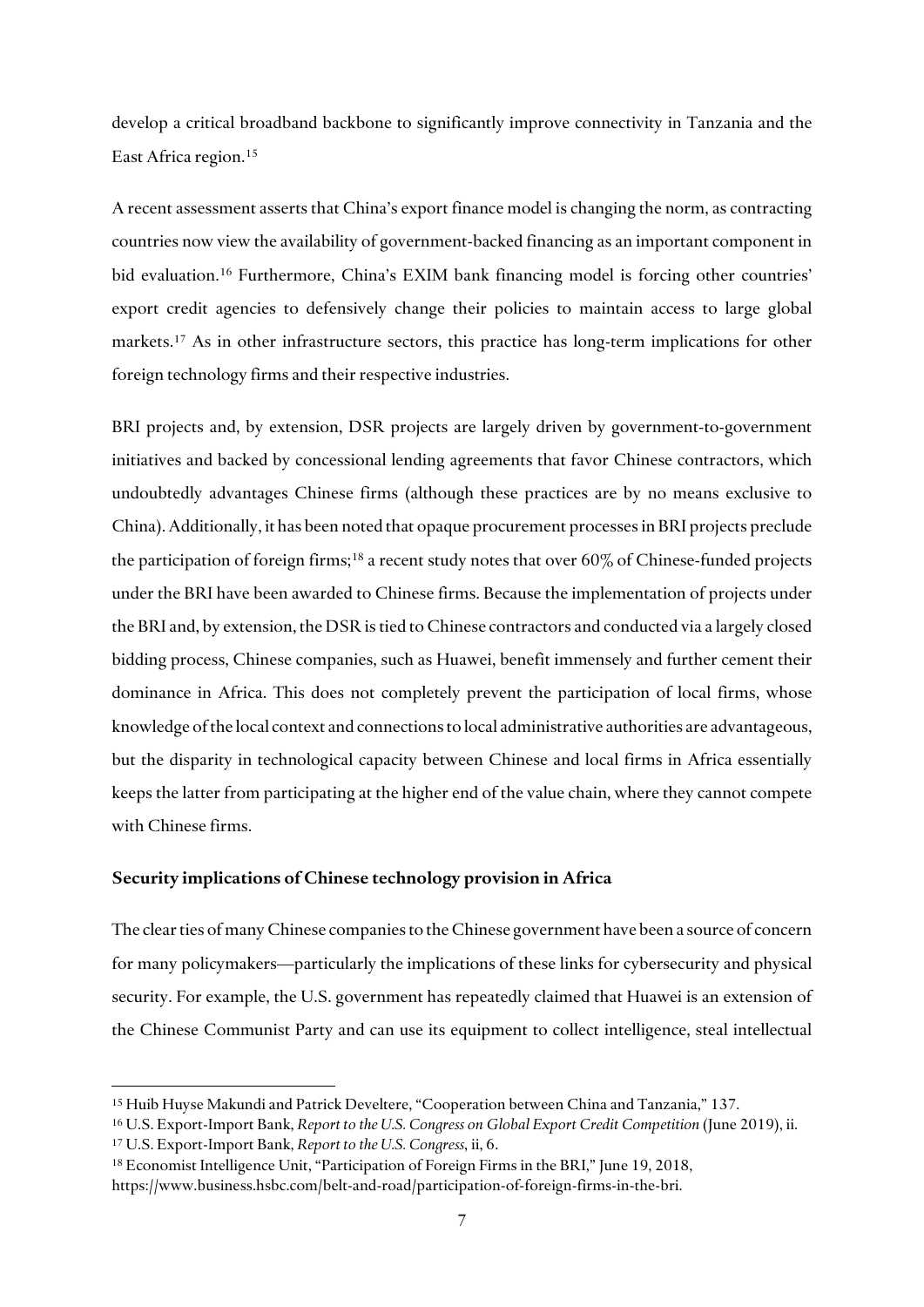develop a critical broadband backbone to significantly improve connectivity in Tanzania and the East Africa region.[15]

A recent assessment asserts that China's export finance model is changing the norm, as contracting countries now view the availability of government-backed financing as an important component in bid evaluation.[16] Furthermore, China's EXIM bank financing model is forcing other countries' export credit agencies to defensively change their policies to maintain access to large global markets.[17] As in other infrastructure sectors, this practice has long-term implications for other foreign technology firms and their respective industries.

BRI projects and, by extension, DSR projects are largely driven by government-to-government initiatives and backed by concessional lending agreements that favor Chinese contractors, which undoubtedly advantages Chinese firms (although these practices are by no means exclusive to China). Additionally, it has been noted that opaque procurement processes in BRI projects preclude the participation of foreign firms;[18] a recent study notes that over 60% of Chinese-funded projects under the BRI have been awarded to Chinese firms. Because the implementation of projects under the BRI and, by extension, the DSR is tied to Chinese contractors and conducted via a largely closed bidding process, Chinese companies, such as Huawei, benefit immensely and further cement their dominance in Africa. This does not completely prevent the participation of local firms, whose knowledge of the local context and connections to local administrative authorities are advantageous, but the disparity in technological capacity between Chinese and local firms in Africa essentially keeps the latter from participating at the higher end of the value chain, where they cannot compete with Chinese firms.

**Security implications of Chinese technology provision in Africa**

The clear ties of many Chinese companies to the Chinese government have been a source of concern for many policymakers—particularly the implications of these links for cybersecurity and physical security. For example, the U.S. government has repeatedly claimed that Huawei is an extension of the Chinese Communist Party and can use its equipment to collect intelligence, steal intellectual

---

[15] Huib Huyse Makundi and Patrick Develtere, "Cooperation between China and Tanzania," 137.

[16] U.S. Export-Import Bank, *Report to the U.S. Congress on Global Export Credit Competition* (June 2019), ii.

[17] U.S. Export-Import Bank, *Report to the U.S. Congress*, ii, 6.

[18] Economist Intelligence Unit, "Participation of Foreign Firms in the BRI," June 19, 2018, https://www.business.hsbc.com/belt-and-road/participation-of-foreign-firms-in-the-bri.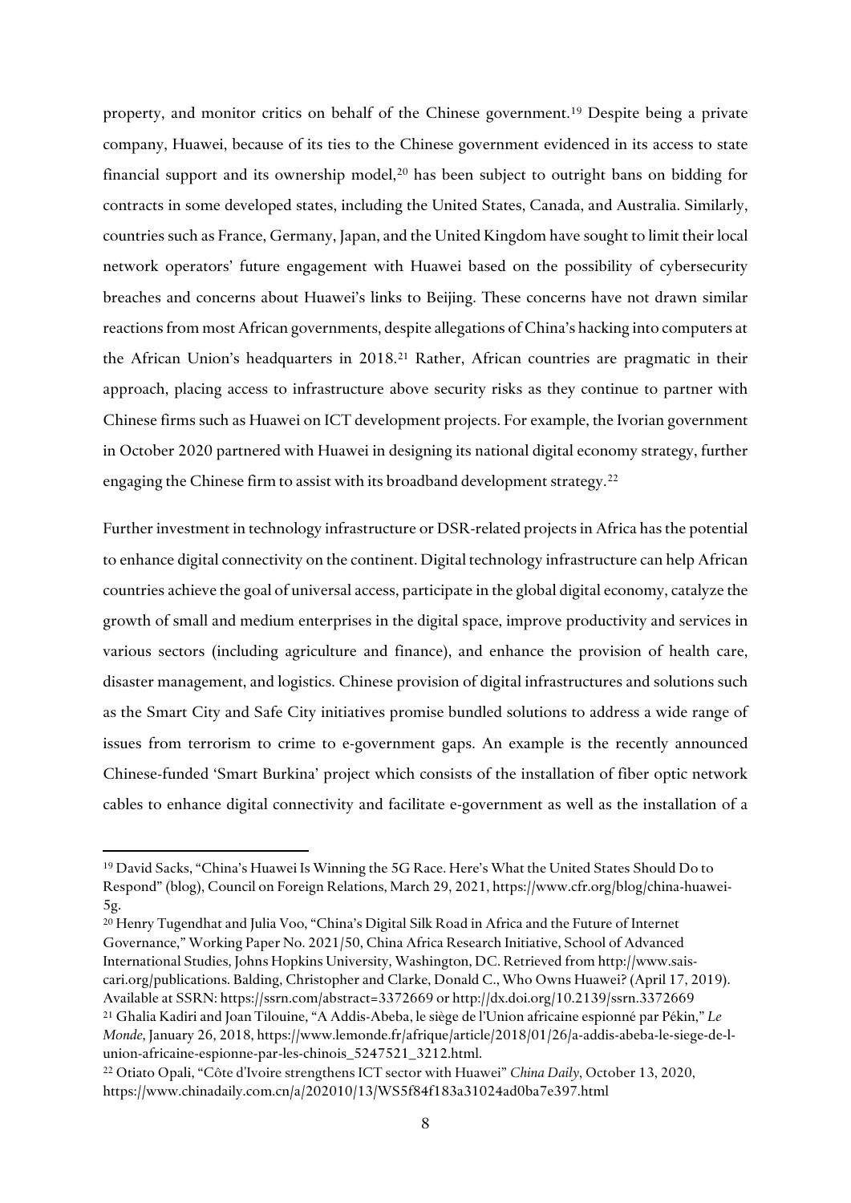property, and monitor critics on behalf of the Chinese government.[19] Despite being a private company, Huawei, because of its ties to the Chinese government evidenced in its access to state financial support and its ownership model,[20] has been subject to outright bans on bidding for contracts in some developed states, including the United States, Canada, and Australia. Similarly, countries such as France, Germany, Japan, and the United Kingdom have sought to limit their local network operators' future engagement with Huawei based on the possibility of cybersecurity breaches and concerns about Huawei's links to Beijing. These concerns have not drawn similar reactions from most African governments, despite allegations of China's hacking into computers at the African Union's headquarters in 2018.[21] Rather, African countries are pragmatic in their approach, placing access to infrastructure above security risks as they continue to partner with Chinese firms such as Huawei on ICT development projects. For example, the Ivorian government in October 2020 partnered with Huawei in designing its national digital economy strategy, further engaging the Chinese firm to assist with its broadband development strategy.[22]

Further investment in technology infrastructure or DSR-related projects in Africa has the potential to enhance digital connectivity on the continent. Digital technology infrastructure can help African countries achieve the goal of universal access, participate in the global digital economy, catalyze the growth of small and medium enterprises in the digital space, improve productivity and services in various sectors (including agriculture and finance), and enhance the provision of health care, disaster management, and logistics. Chinese provision of digital infrastructures and solutions such as the Smart City and Safe City initiatives promise bundled solutions to address a wide range of issues from terrorism to crime to e-government gaps. An example is the recently announced Chinese-funded 'Smart Burkina' project which consists of the installation of fiber optic network cables to enhance digital connectivity and facilitate e-government as well as the installation of a

---

[19] David Sacks, "China's Huawei Is Winning the 5G Race. Here's What the United States Should Do to Respond" (blog), Council on Foreign Relations, March 29, 2021, https://www.cfr.org/blog/china-huawei-5g.

[20] Henry Tugendhat and Julia Voo, "China's Digital Silk Road in Africa and the Future of Internet Governance," Working Paper No. 2021/50, China Africa Research Initiative, School of Advanced International Studies, Johns Hopkins University, Washington, DC. Retrieved from http://www.sais-cari.org/publications. Balding, Christopher and Clarke, Donald C., Who Owns Huawei? (April 17, 2019). Available at SSRN: https://ssrn.com/abstract=3372669 or http://dx.doi.org/10.2139/ssrn.3372669

[21] Ghalia Kadiri and Joan Tilouine, "A Addis-Abeba, le siège de l'Union africaine espionné par Pékin," *Le Monde*, January 26, 2018, https://www.lemonde.fr/afrique/article/2018/01/26/a-addis-abeba-le-siege-de-l-union-africaine-espionne-par-les-chinois_5247521_3212.html.

[22] Otiato Opali, "Côte d'Ivoire strengthens ICT sector with Huawei" *China Daily*, October 13, 2020, https://www.chinadaily.com.cn/a/202010/13/WS5f84f183a31024ad0ba7e397.html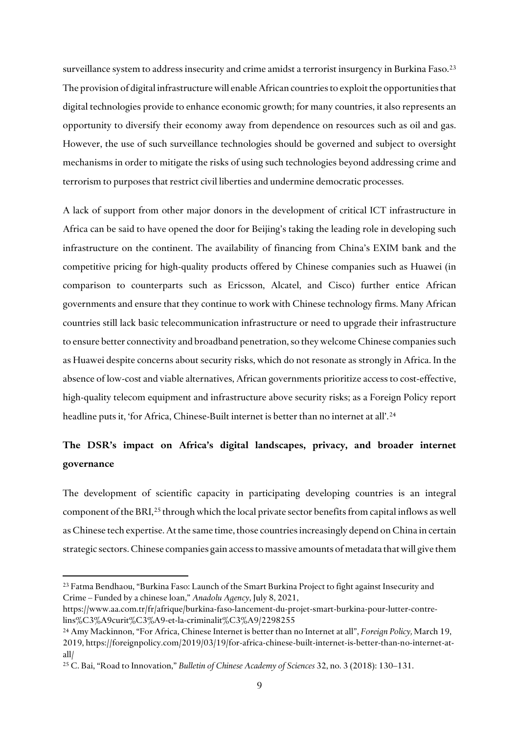surveillance system to address insecurity and crime amidst a terrorist insurgency in Burkina Faso.[23] The provision of digital infrastructure will enable African countries to exploit the opportunities that digital technologies provide to enhance economic growth; for many countries, it also represents an opportunity to diversify their economy away from dependence on resources such as oil and gas. However, the use of such surveillance technologies should be governed and subject to oversight mechanisms in order to mitigate the risks of using such technologies beyond addressing crime and terrorism to purposes that restrict civil liberties and undermine democratic processes.

A lack of support from other major donors in the development of critical ICT infrastructure in Africa can be said to have opened the door for Beijing's taking the leading role in developing such infrastructure on the continent. The availability of financing from China's EXIM bank and the competitive pricing for high-quality products offered by Chinese companies such as Huawei (in comparison to counterparts such as Ericsson, Alcatel, and Cisco) further entice African governments and ensure that they continue to work with Chinese technology firms. Many African countries still lack basic telecommunication infrastructure or need to upgrade their infrastructure to ensure better connectivity and broadband penetration, so they welcome Chinese companies such as Huawei despite concerns about security risks, which do not resonate as strongly in Africa. In the absence of low-cost and viable alternatives, African governments prioritize access to cost-effective, high-quality telecom equipment and infrastructure above security risks; as a Foreign Policy report headline puts it, 'for Africa, Chinese-Built internet is better than no internet at all'.[24]

## The DSR's impact on Africa's digital landscapes, privacy, and broader internet governance

The development of scientific capacity in participating developing countries is an integral component of the BRI,[25] through which the local private sector benefits from capital inflows as well as Chinese tech expertise. At the same time, those countries increasingly depend on China in certain strategic sectors. Chinese companies gain access to massive amounts of metadata that will give them

---

[23] Fatma Bendhaou, "Burkina Faso: Launch of the Smart Burkina Project to fight against Insecurity and Crime – Funded by a chinese loan," *Anadolu Agency*, July 8, 2021, https://www.aa.com.tr/fr/afrique/burkina-faso-lancement-du-projet-smart-burkina-pour-lutter-contre-lins%C3%A9curit%C3%A9-et-la-criminalit%C3%A9/2298255

[24] Amy Mackinnon, "For Africa, Chinese Internet is better than no Internet at all", *Foreign Policy,* March 19, 2019, https://foreignpolicy.com/2019/03/19/for-africa-chinese-built-internet-is-better-than-no-internet-at-all/

[25] C. Bai, "Road to Innovation," *Bulletin of Chinese Academy of Sciences* 32, no. 3 (2018): 130–131.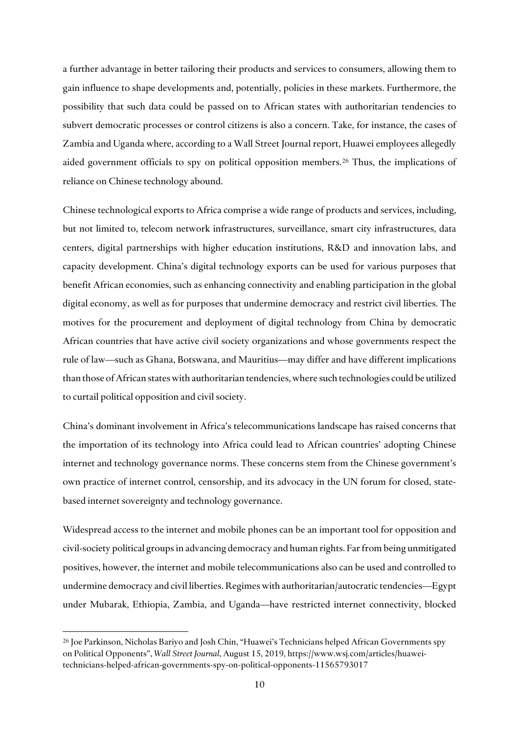a further advantage in better tailoring their products and services to consumers, allowing them to gain influence to shape developments and, potentially, policies in these markets. Furthermore, the possibility that such data could be passed on to African states with authoritarian tendencies to subvert democratic processes or control citizens is also a concern. Take, for instance, the cases of Zambia and Uganda where, according to a Wall Street Journal report, Huawei employees allegedly aided government officials to spy on political opposition members.[26] Thus, the implications of reliance on Chinese technology abound.

Chinese technological exports to Africa comprise a wide range of products and services, including, but not limited to, telecom network infrastructures, surveillance, smart city infrastructures, data centers, digital partnerships with higher education institutions, R&D and innovation labs, and capacity development. China's digital technology exports can be used for various purposes that benefit African economies, such as enhancing connectivity and enabling participation in the global digital economy, as well as for purposes that undermine democracy and restrict civil liberties. The motives for the procurement and deployment of digital technology from China by democratic African countries that have active civil society organizations and whose governments respect the rule of law—such as Ghana, Botswana, and Mauritius—may differ and have different implications than those of African states with authoritarian tendencies, where such technologies could be utilized to curtail political opposition and civil society.

China's dominant involvement in Africa's telecommunications landscape has raised concerns that the importation of its technology into Africa could lead to African countries' adopting Chinese internet and technology governance norms. These concerns stem from the Chinese government's own practice of internet control, censorship, and its advocacy in the UN forum for closed, state-based internet sovereignty and technology governance.

Widespread access to the internet and mobile phones can be an important tool for opposition and civil-society political groups in advancing democracy and human rights. Far from being unmitigated positives, however, the internet and mobile telecommunications also can be used and controlled to undermine democracy and civil liberties. Regimes with authoritarian/autocratic tendencies—Egypt under Mubarak, Ethiopia, Zambia, and Uganda—have restricted internet connectivity, blocked

---

[26] Joe Parkinson, Nicholas Bariyo and Josh Chin, "Huawei's Technicians helped African Governments spy on Political Opponents", *Wall Street Journal*, August 15, 2019, https://www.wsj.com/articles/huawei-technicians-helped-african-governments-spy-on-political-opponents-11565793017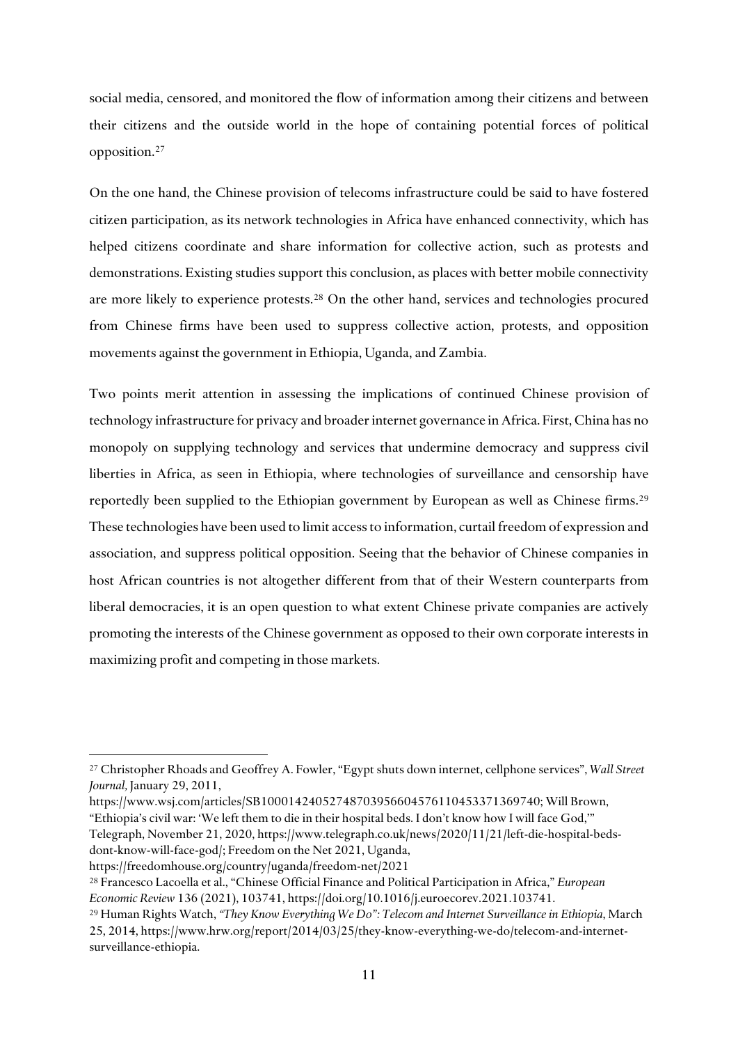social media, censored, and monitored the flow of information among their citizens and between their citizens and the outside world in the hope of containing potential forces of political opposition.[27]

On the one hand, the Chinese provision of telecoms infrastructure could be said to have fostered citizen participation, as its network technologies in Africa have enhanced connectivity, which has helped citizens coordinate and share information for collective action, such as protests and demonstrations. Existing studies support this conclusion, as places with better mobile connectivity are more likely to experience protests.[28] On the other hand, services and technologies procured from Chinese firms have been used to suppress collective action, protests, and opposition movements against the government in Ethiopia, Uganda, and Zambia.

Two points merit attention in assessing the implications of continued Chinese provision of technology infrastructure for privacy and broader internet governance in Africa. First, China has no monopoly on supplying technology and services that undermine democracy and suppress civil liberties in Africa, as seen in Ethiopia, where technologies of surveillance and censorship have reportedly been supplied to the Ethiopian government by European as well as Chinese firms.[29] These technologies have been used to limit access to information, curtail freedom of expression and association, and suppress political opposition. Seeing that the behavior of Chinese companies in host African countries is not altogether different from that of their Western counterparts from liberal democracies, it is an open question to what extent Chinese private companies are actively promoting the interests of the Chinese government as opposed to their own corporate interests in maximizing profit and competing in those markets.

---

[27] Christopher Rhoads and Geoffrey A. Fowler, "Egypt shuts down internet, cellphone services", *Wall Street Journal,* January 29, 2011, https://www.wsj.com/articles/SB10001424052748703956604576110453371369740; Will Brown, "Ethiopia's civil war: 'We left them to die in their hospital beds. I don't know how I will face God,'" Telegraph, November 21, 2020, https://www.telegraph.co.uk/news/2020/11/21/left-die-hospital-beds-dont-know-will-face-god/; Freedom on the Net 2021, Uganda, https://freedomhouse.org/country/uganda/freedom-net/2021

[28] Francesco Lacoella et al., "Chinese Official Finance and Political Participation in Africa," *European Economic Review* 136 (2021), 103741, https://doi.org/10.1016/j.euroecorev.2021.103741.

[29] Human Rights Watch, *"They Know Everything We Do": Telecom and Internet Surveillance in Ethiopia,* March 25, 2014, https://www.hrw.org/report/2014/03/25/they-know-everything-we-do/telecom-and-internet-surveillance-ethiopia.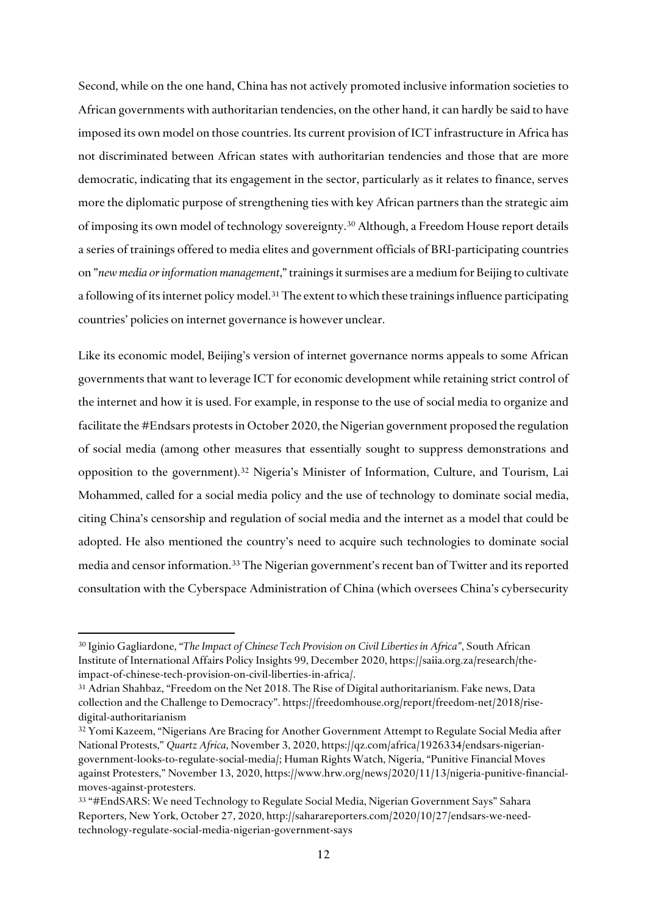Second, while on the one hand, China has not actively promoted inclusive information societies to African governments with authoritarian tendencies, on the other hand, it can hardly be said to have imposed its own model on those countries. Its current provision of ICT infrastructure in Africa has not discriminated between African states with authoritarian tendencies and those that are more democratic, indicating that its engagement in the sector, particularly as it relates to finance, serves more the diplomatic purpose of strengthening ties with key African partners than the strategic aim of imposing its own model of technology sovereignty.[30] Although, a Freedom House report details a series of trainings offered to media elites and government officials of BRI-participating countries on "*new media or information management*," trainings it surmises are a medium for Beijing to cultivate a following of its internet policy model.[31] The extent to which these trainings influence participating countries' policies on internet governance is however unclear.

Like its economic model, Beijing's version of internet governance norms appeals to some African governments that want to leverage ICT for economic development while retaining strict control of the internet and how it is used. For example, in response to the use of social media to organize and facilitate the #Endsars protests in October 2020, the Nigerian government proposed the regulation of social media (among other measures that essentially sought to suppress demonstrations and opposition to the government).[32] Nigeria's Minister of Information, Culture, and Tourism, Lai Mohammed, called for a social media policy and the use of technology to dominate social media, citing China's censorship and regulation of social media and the internet as a model that could be adopted. He also mentioned the country's need to acquire such technologies to dominate social media and censor information.[33] The Nigerian government's recent ban of Twitter and its reported consultation with the Cyberspace Administration of China (which oversees China's cybersecurity

---

[30] Iginio Gagliardone, "*The Impact of Chinese Tech Provision on Civil Liberties in Africa*", South African Institute of International Affairs Policy Insights 99, December 2020, https://saiia.org.za/research/the-impact-of-chinese-tech-provision-on-civil-liberties-in-africa/.

[31] Adrian Shahbaz, "Freedom on the Net 2018. The Rise of Digital authoritarianism. Fake news, Data collection and the Challenge to Democracy". https://freedomhouse.org/report/freedom-net/2018/rise-digital-authoritarianism

[32] Yomi Kazeem, "Nigerians Are Bracing for Another Government Attempt to Regulate Social Media after National Protests," *Quartz Africa*, November 3, 2020, https://qz.com/africa/1926334/endsars-nigerian-government-looks-to-regulate-social-media/; Human Rights Watch, Nigeria, "Punitive Financial Moves against Protesters," November 13, 2020, https://www.hrw.org/news/2020/11/13/nigeria-punitive-financial-moves-against-protesters.

[33] "#EndSARS: We need Technology to Regulate Social Media, Nigerian Government Says" Sahara Reporters, New York, October 27, 2020, http://saharareporters.com/2020/10/27/endsars-we-need-technology-regulate-social-media-nigerian-government-says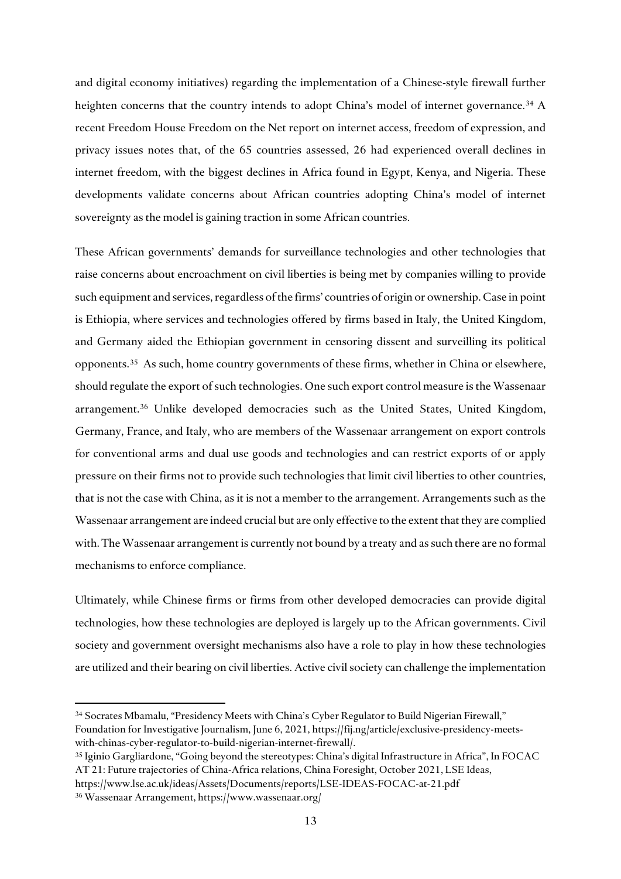and digital economy initiatives) regarding the implementation of a Chinese-style firewall further heighten concerns that the country intends to adopt China's model of internet governance.[34] A recent Freedom House Freedom on the Net report on internet access, freedom of expression, and privacy issues notes that, of the 65 countries assessed, 26 had experienced overall declines in internet freedom, with the biggest declines in Africa found in Egypt, Kenya, and Nigeria. These developments validate concerns about African countries adopting China's model of internet sovereignty as the model is gaining traction in some African countries.

These African governments' demands for surveillance technologies and other technologies that raise concerns about encroachment on civil liberties is being met by companies willing to provide such equipment and services, regardless of the firms' countries of origin or ownership. Case in point is Ethiopia, where services and technologies offered by firms based in Italy, the United Kingdom, and Germany aided the Ethiopian government in censoring dissent and surveilling its political opponents.[35] As such, home country governments of these firms, whether in China or elsewhere, should regulate the export of such technologies. One such export control measure is the Wassenaar arrangement.[36] Unlike developed democracies such as the United States, United Kingdom, Germany, France, and Italy, who are members of the Wassenaar arrangement on export controls for conventional arms and dual use goods and technologies and can restrict exports of or apply pressure on their firms not to provide such technologies that limit civil liberties to other countries, that is not the case with China, as it is not a member to the arrangement. Arrangements such as the Wassenaar arrangement are indeed crucial but are only effective to the extent that they are complied with. The Wassenaar arrangement is currently not bound by a treaty and as such there are no formal mechanisms to enforce compliance.

Ultimately, while Chinese firms or firms from other developed democracies can provide digital technologies, how these technologies are deployed is largely up to the African governments. Civil society and government oversight mechanisms also have a role to play in how these technologies are utilized and their bearing on civil liberties. Active civil society can challenge the implementation

---

[34] Socrates Mbamalu, "Presidency Meets with China's Cyber Regulator to Build Nigerian Firewall," Foundation for Investigative Journalism, June 6, 2021, https://fij.ng/article/exclusive-presidency-meets-with-chinas-cyber-regulator-to-build-nigerian-internet-firewall/.

[35] Iginio Gargliardone, "Going beyond the stereotypes: China's digital Infrastructure in Africa", In FOCAC AT 21: Future trajectories of China-Africa relations, China Foresight, October 2021, LSE Ideas, https://www.lse.ac.uk/ideas/Assets/Documents/reports/LSE-IDEAS-FOCAC-at-21.pdf

[36] Wassenaar Arrangement, https://www.wassenaar.org/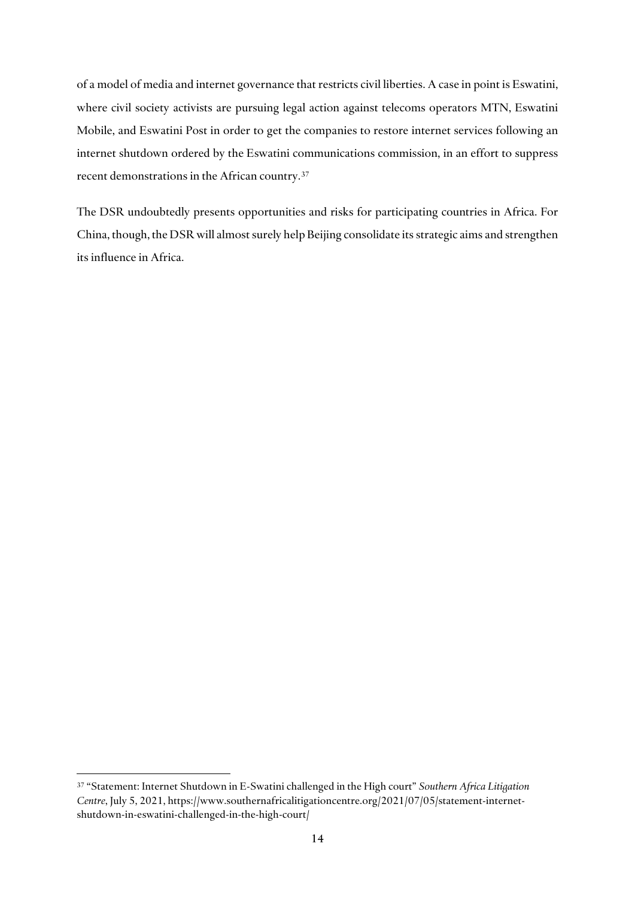of a model of media and internet governance that restricts civil liberties. A case in point is Eswatini, where civil society activists are pursuing legal action against telecoms operators MTN, Eswatini Mobile, and Eswatini Post in order to get the companies to restore internet services following an internet shutdown ordered by the Eswatini communications commission, in an effort to suppress recent demonstrations in the African country.[37]

The DSR undoubtedly presents opportunities and risks for participating countries in Africa. For China, though, the DSR will almost surely help Beijing consolidate its strategic aims and strengthen its influence in Africa.

---

[37] "Statement: Internet Shutdown in E-Swatini challenged in the High court" *Southern Africa Litigation Centre*, July 5, 2021, https://www.southernafricalitigationcentre.org/2021/07/05/statement-internet-shutdown-in-eswatini-challenged-in-the-high-court/